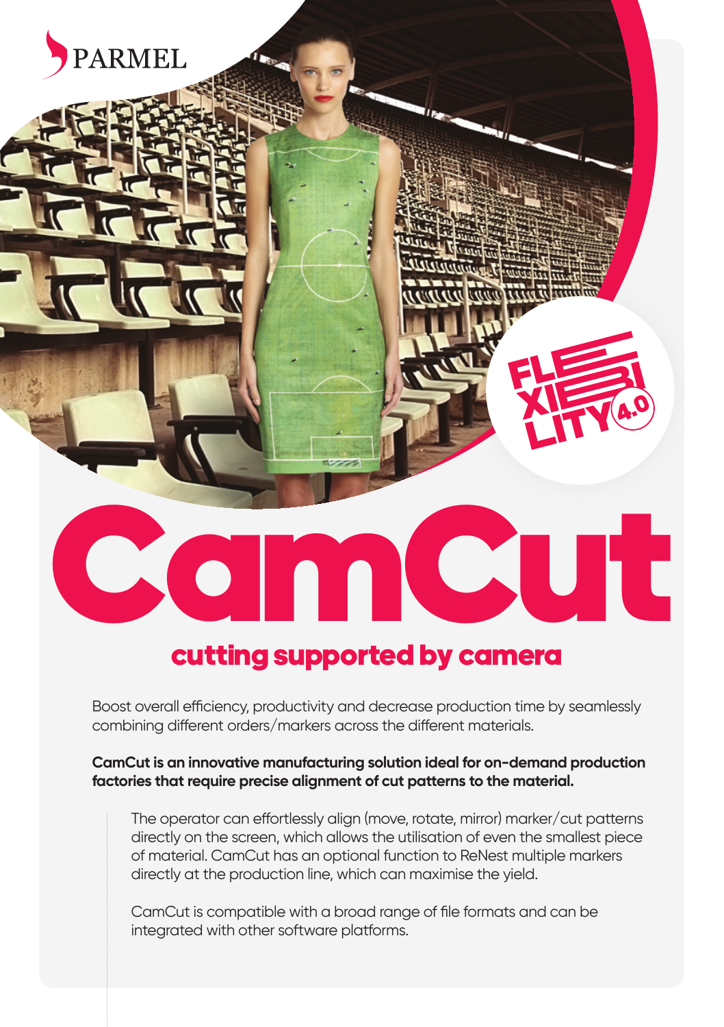PARMEL

FLEXIBILITY 4.0

# CamCut

## cutting supported by camera

Boost overall efficiency, productivity and decrease production time by seamlessly combining different orders/markers across the different materials.

**CamCut is an innovative manufacturing solution ideal for on-demand production factories that require precise alignment of cut patterns to the material.**

The operator can effortlessly align (move, rotate, mirror) marker/cut patterns directly on the screen, which allows the utilisation of even the smallest piece of material. CamCut has an optional function to ReNest multiple markers directly at the production line, which can maximise the yield.

CamCut is compatible with a broad range of file formats and can be integrated with other software platforms.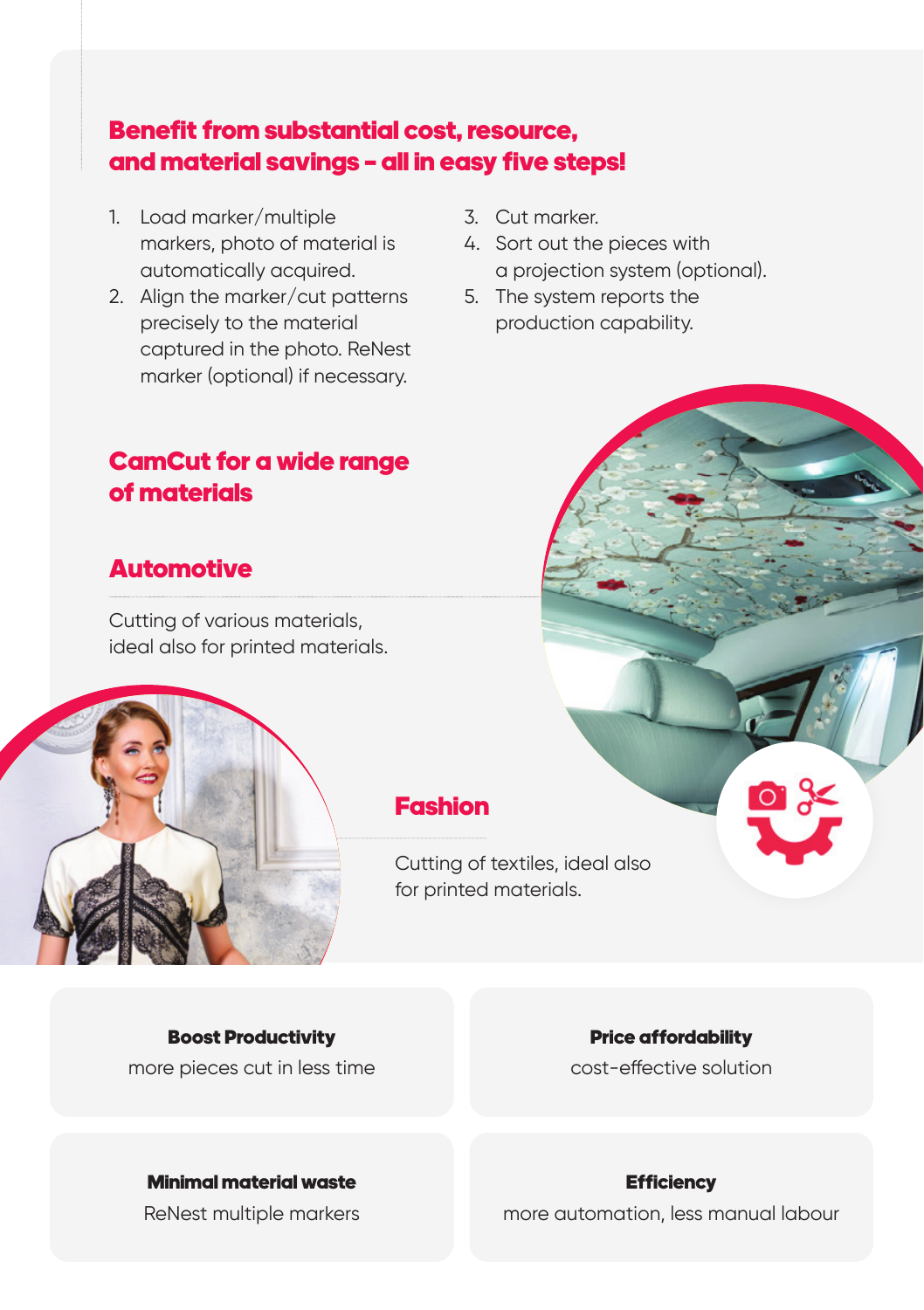## Benefit from substantial cost, resource, and material savings – all in easy five steps!

1. Load marker/multiple markers, photo of material is automatically acquired.
2. Align the marker/cut patterns precisely to the material captured in the photo. ReNest marker (optional) if necessary.
3. Cut marker.
4. Sort out the pieces with a projection system (optional).
5. The system reports the production capability.

## CamCut for a wide range of materials

### Automotive

Cutting of various materials, ideal also for printed materials.

### Fashion

Cutting of textiles, ideal also for printed materials.

**Boost Productivity**
more pieces cut in less time

**Price affordability**
cost-effective solution

**Minimal material waste**
ReNest multiple markers

**Efficiency**
more automation, less manual labour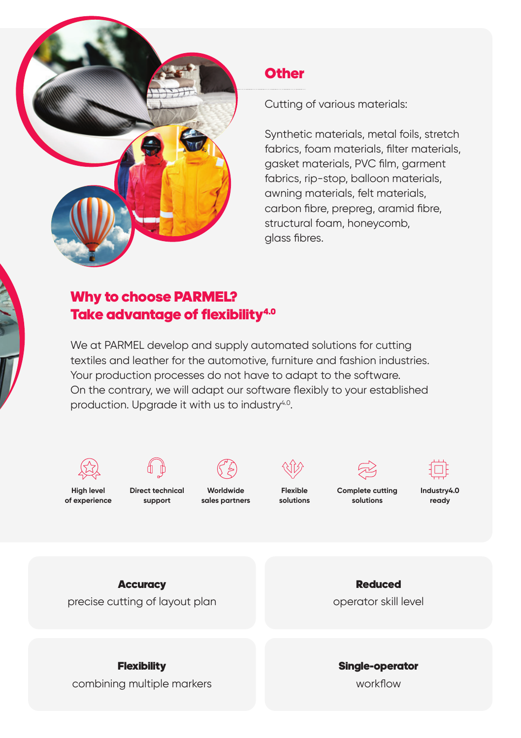## Other

Cutting of various materials:

Synthetic materials, metal foils, stretch fabrics, foam materials, filter materials, gasket materials, PVC film, garment fabrics, rip-stop, balloon materials, awning materials, felt materials, carbon fibre, prepreg, aramid fibre, structural foam, honeycomb, glass fibres.

## Why to choose PARMEL? Take advantage of flexibility$^{4.0}$

We at PARMEL develop and supply automated solutions for cutting textiles and leather for the automotive, furniture and fashion industries. Your production processes do not have to adapt to the software. On the contrary, we will adapt our software flexibly to your established production. Upgrade it with us to industry$^{4.0}$.

- **High level of experience**
- **Direct technical support**
- **Worldwide sales partners**
- **Flexible solutions**
- **Complete cutting solutions**
- **Industry4.0 ready**

**Accuracy**
precise cutting of layout plan

**Reduced**
operator skill level

**Flexibility**
combining multiple markers

**Single-operator**
workflow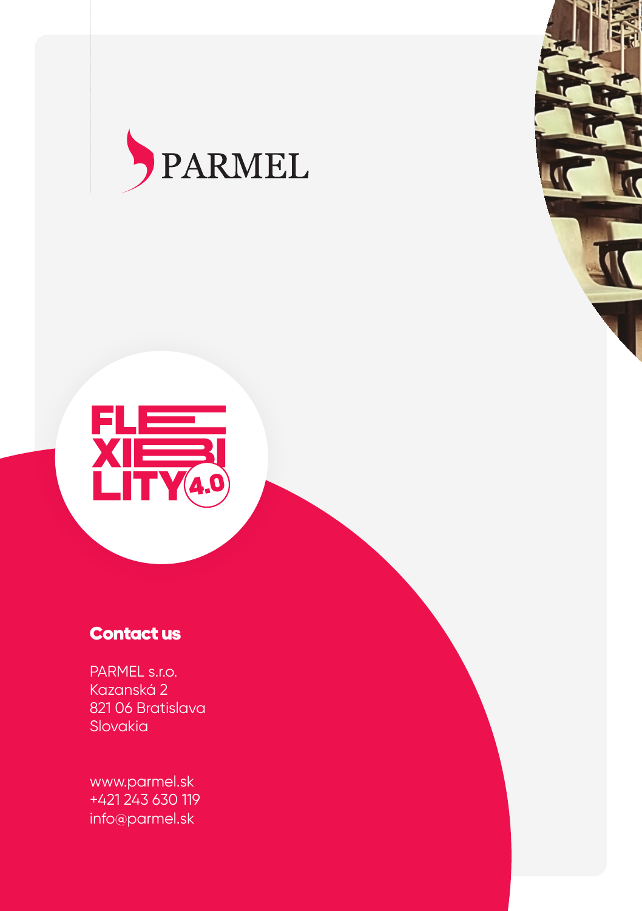PARMEL

FLEXIBILITY 4.0

## Contact us

PARMEL s.r.o.
Kazanská 2
821 06 Bratislava
Slovakia

www.parmel.sk
+421 243 630 119
info@parmel.sk